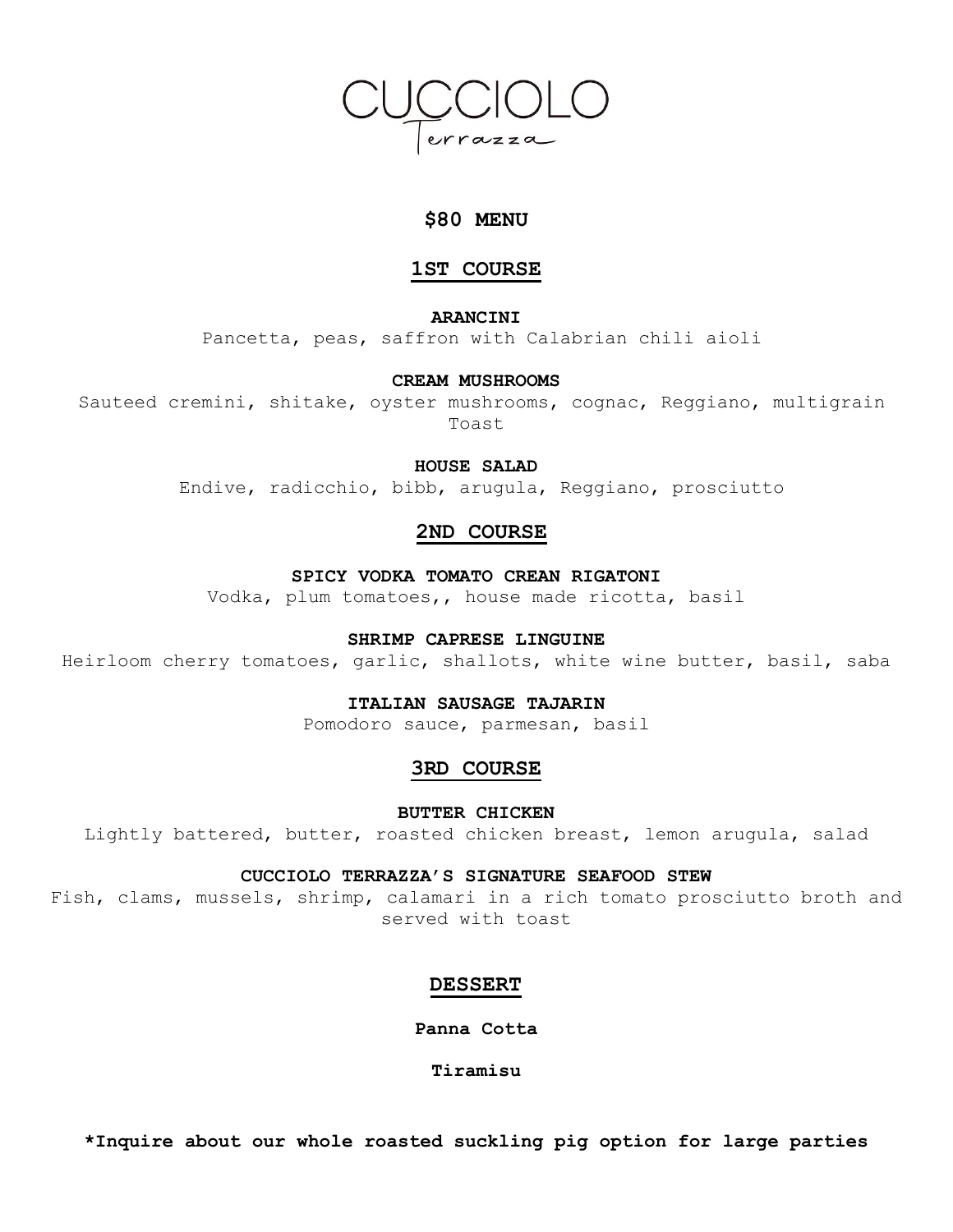# CUCCIOLO

Terrazza

## $80 MENU

## 1ST COURSE

**ARANCINI**

Pancetta, peas, saffron with Calabrian chili aioli

**CREAM MUSHROOMS**

Sauteed cremini, shitake, oyster mushrooms, cognac, Reggiano, multigrain Toast

**HOUSE SALAD**

Endive, radicchio, bibb, arugula, Reggiano, prosciutto

## 2ND COURSE

**SPICY VODKA TOMATO CREAN RIGATONI**

Vodka, plum tomatoes,, house made ricotta, basil

**SHRIMP CAPRESE LINGUINE**

Heirloom cherry tomatoes, garlic, shallots, white wine butter, basil, saba

**ITALIAN SAUSAGE TAJARIN**

Pomodoro sauce, parmesan, basil

## 3RD COURSE

**BUTTER CHICKEN**

Lightly battered, butter, roasted chicken breast, lemon arugula, salad

**CUCCIOLO TERRAZZA'S SIGNATURE SEAFOOD STEW**

Fish, clams, mussels, shrimp, calamari in a rich tomato prosciutto broth and served with toast

## DESSERT

**Panna Cotta**

**Tiramisu**

**\*Inquire about our whole roasted suckling pig option for large parties**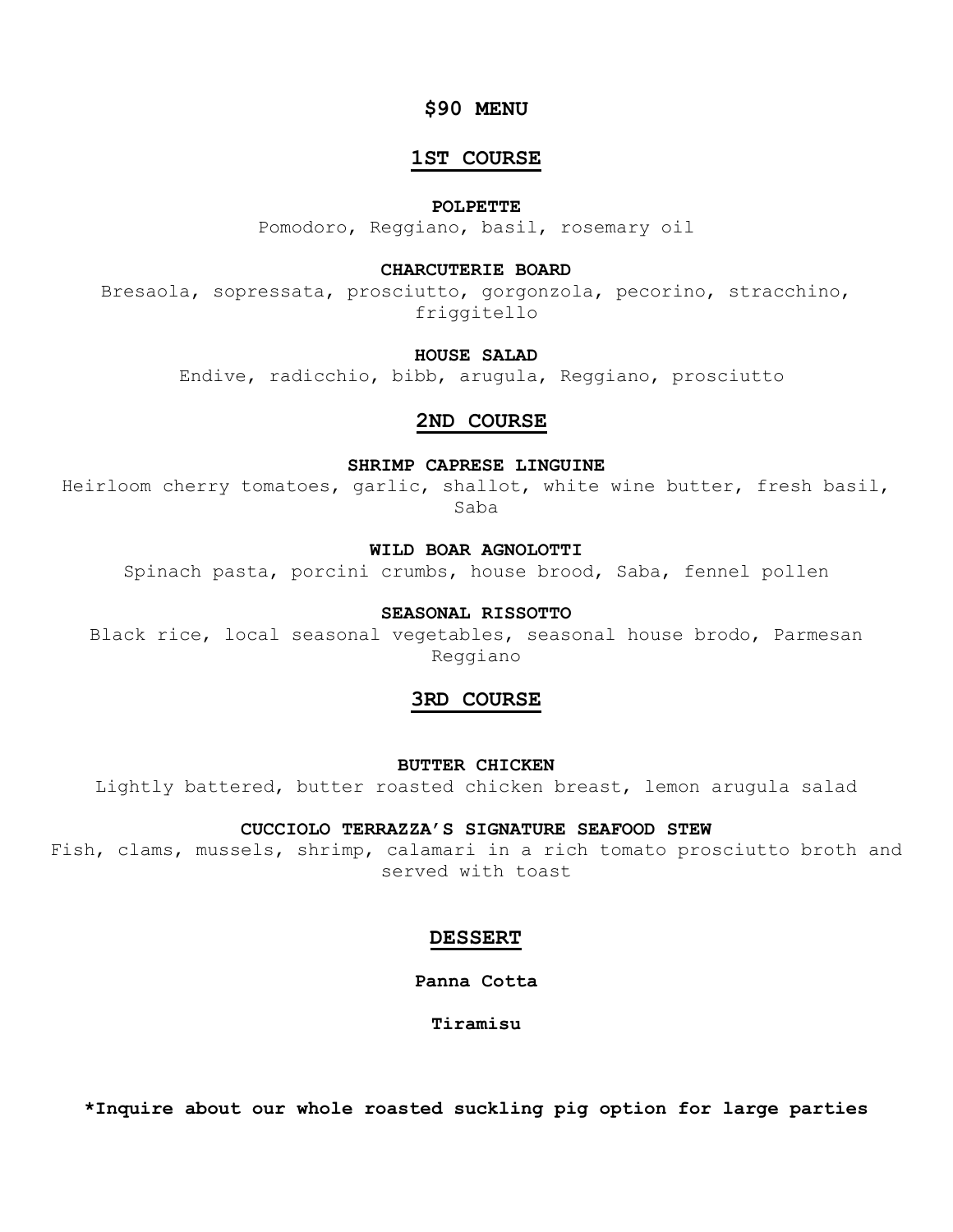**$90 MENU**

## 1ST COURSE

**POLPETTE**

Pomodoro, Reggiano, basil, rosemary oil

**CHARCUTERIE BOARD**

Bresaola, sopressata, prosciutto, gorgonzola, pecorino, stracchino, friggitello

**HOUSE SALAD**

Endive, radicchio, bibb, arugula, Reggiano, prosciutto

## 2ND COURSE

**SHRIMP CAPRESE LINGUINE**

Heirloom cherry tomatoes, garlic, shallot, white wine butter, fresh basil, Saba

**WILD BOAR AGNOLOTTI**

Spinach pasta, porcini crumbs, house brood, Saba, fennel pollen

**SEASONAL RISSOTTO**

Black rice, local seasonal vegetables, seasonal house brodo, Parmesan Reggiano

## 3RD COURSE

**BUTTER CHICKEN**

Lightly battered, butter roasted chicken breast, lemon arugula salad

**CUCCIOLO TERRAZZA'S SIGNATURE SEAFOOD STEW**

Fish, clams, mussels, shrimp, calamari in a rich tomato prosciutto broth and served with toast

## DESSERT

**Panna Cotta**

**Tiramisu**

**\*Inquire about our whole roasted suckling pig option for large parties**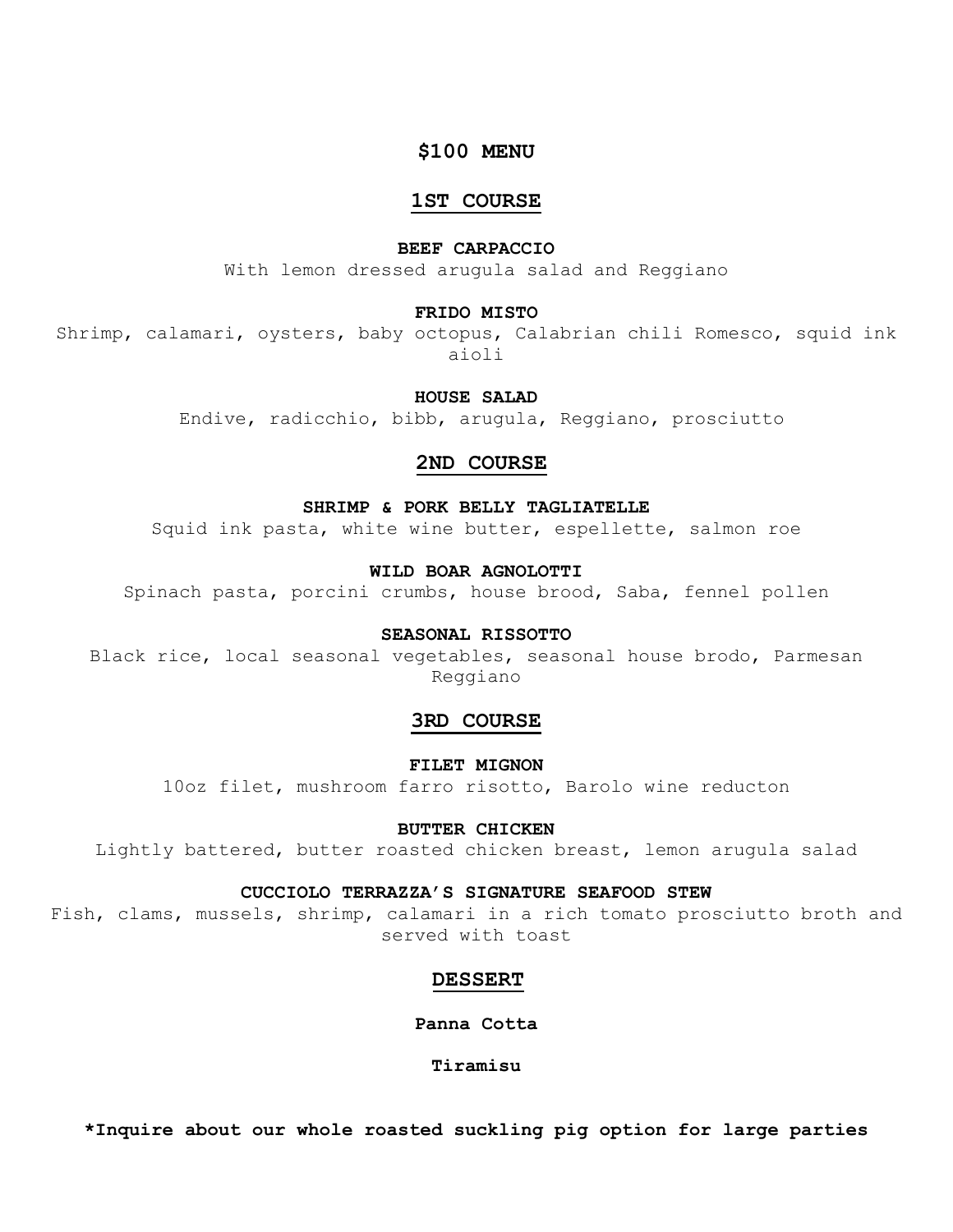# $100 MENU

## 1ST COURSE

**BEEF CARPACCIO**

With lemon dressed arugula salad and Reggiano

**FRIDO MISTO**

Shrimp, calamari, oysters, baby octopus, Calabrian chili Romesco, squid ink aioli

**HOUSE SALAD**

Endive, radicchio, bibb, arugula, Reggiano, prosciutto

## 2ND COURSE

**SHRIMP & PORK BELLY TAGLIATELLE**

Squid ink pasta, white wine butter, espellette, salmon roe

**WILD BOAR AGNOLOTTI**

Spinach pasta, porcini crumbs, house brood, Saba, fennel pollen

**SEASONAL RISSOTTO**

Black rice, local seasonal vegetables, seasonal house brodo, Parmesan Reggiano

## 3RD COURSE

**FILET MIGNON**

10oz filet, mushroom farro risotto, Barolo wine reducton

**BUTTER CHICKEN**

Lightly battered, butter roasted chicken breast, lemon arugula salad

**CUCCIOLO TERRAZZA'S SIGNATURE SEAFOOD STEW**

Fish, clams, mussels, shrimp, calamari in a rich tomato prosciutto broth and served with toast

## DESSERT

**Panna Cotta**

**Tiramisu**

**\*Inquire about our whole roasted suckling pig option for large parties**